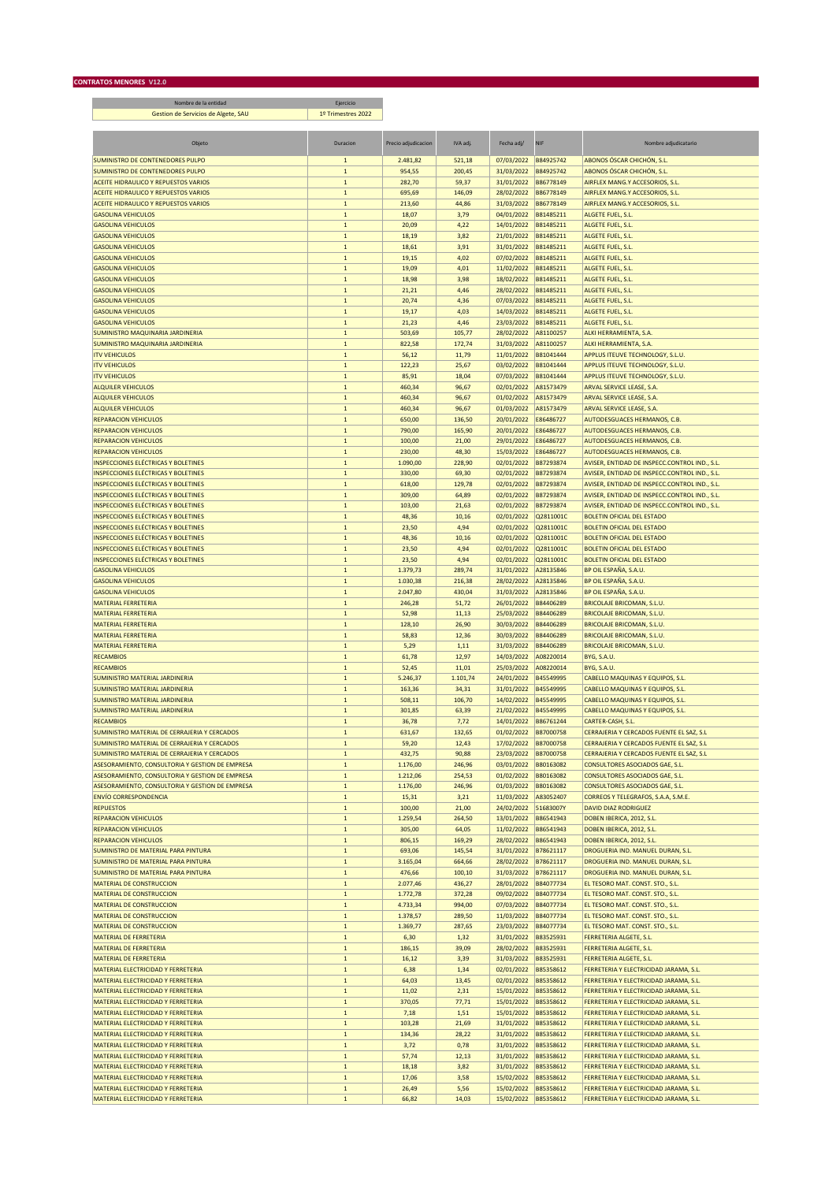**CONTRATOS MENORES V12.0**

| Nombre de la entidad | Ejercicio |
|---|---|
| Gestion de Servicios de Algete, SAU | 1º Trimestres 2022 |

| Objeto | Duracion | Precio adjudicacion | IVA adj. | Fecha adj/ | NIF | Nombre adjudicatario |
|---|---|---|---|---|---|---|
| SUMINISTRO DE CONTENEDORES PULPO | 1 | 2.481,82 | 521,18 | 07/03/2022 | B84925742 | ABONOS ÓSCAR CHICHÓN, S.L. |
| SUMINISTRO DE CONTENEDORES PULPO | 1 | 954,55 | 200,45 | 31/03/2022 | B84925742 | ABONOS ÓSCAR CHICHÓN, S.L. |
| ACEITE HIDRAULICO Y REPUESTOS VARIOS | 1 | 282,70 | 59,37 | 31/01/2022 | B86778149 | AIRFLEX MANG.Y ACCESORIOS, S.L. |
| ACEITE HIDRAULICO Y REPUESTOS VARIOS | 1 | 695,69 | 146,09 | 28/02/2022 | B86778149 | AIRFLEX MANG.Y ACCESORIOS, S.L. |
| ACEITE HIDRAULICO Y REPUESTOS VARIOS | 1 | 213,60 | 44,86 | 31/03/2022 | B86778149 | AIRFLEX MANG.Y ACCESORIOS, S.L. |
| GASOLINA VEHICULOS | 1 | 18,07 | 3,79 | 04/01/2022 | B81485211 | ALGETE FUEL, S.L. |
| GASOLINA VEHICULOS | 1 | 20,09 | 4,22 | 14/01/2022 | B81485211 | ALGETE FUEL, S.L. |
| GASOLINA VEHICULOS | 1 | 18,19 | 3,82 | 21/01/2022 | B81485211 | ALGETE FUEL, S.L. |
| GASOLINA VEHICULOS | 1 | 18,61 | 3,91 | 31/01/2022 | B81485211 | ALGETE FUEL, S.L. |
| GASOLINA VEHICULOS | 1 | 19,15 | 4,02 | 07/02/2022 | B81485211 | ALGETE FUEL, S.L. |
| GASOLINA VEHICULOS | 1 | 19,09 | 4,01 | 11/02/2022 | B81485211 | ALGETE FUEL, S.L. |
| GASOLINA VEHICULOS | 1 | 18,98 | 3,98 | 18/02/2022 | B81485211 | ALGETE FUEL, S.L. |
| GASOLINA VEHICULOS | 1 | 21,21 | 4,46 | 28/02/2022 | B81485211 | ALGETE FUEL, S.L. |
| GASOLINA VEHICULOS | 1 | 20,74 | 4,36 | 07/03/2022 | B81485211 | ALGETE FUEL, S.L. |
| GASOLINA VEHICULOS | 1 | 19,17 | 4,03 | 14/03/2022 | B81485211 | ALGETE FUEL, S.L. |
| GASOLINA VEHICULOS | 1 | 21,23 | 4,46 | 23/03/2022 | B81485211 | ALGETE FUEL, S.L. |
| SUMINISTRO MAQUINARIA JARDINERIA | 1 | 503,69 | 105,77 | 28/02/2022 | A81100257 | ALKI HERRAMIENTA, S.A. |
| SUMINISTRO MAQUINARIA JARDINERIA | 1 | 822,58 | 172,74 | 31/03/2022 | A81100257 | ALKI HERRAMIENTA, S.A. |
| ITV VEHICULOS | 1 | 56,12 | 11,79 | 11/01/2022 | B81041444 | APPLUS ITEUVE TECHNOLOGY, S.L.U. |
| ITV VEHICULOS | 1 | 122,23 | 25,67 | 03/02/2022 | B81041444 | APPLUS ITEUVE TECHNOLOGY, S.L.U. |
| ITV VEHICULOS | 1 | 85,91 | 18,04 | 07/03/2022 | B81041444 | APPLUS ITEUVE TECHNOLOGY, S.L.U. |
| ALQUILER VEHICULOS | 1 | 460,34 | 96,67 | 02/01/2022 | A81573479 | ARVAL SERVICE LEASE, S.A. |
| ALQUILER VEHICULOS | 1 | 460,34 | 96,67 | 01/02/2022 | A81573479 | ARVAL SERVICE LEASE, S.A. |
| ALQUILER VEHICULOS | 1 | 460,34 | 96,67 | 01/03/2022 | A81573479 | ARVAL SERVICE LEASE, S.A. |
| REPARACION VEHICULOS | 1 | 650,00 | 136,50 | 20/01/2022 | E86486727 | AUTODESGUACES HERMANOS, C.B. |
| REPARACION VEHICULOS | 1 | 790,00 | 165,90 | 20/01/2022 | E86486727 | AUTODESGUACES HERMANOS, C.B. |
| REPARACION VEHICULOS | 1 | 100,00 | 21,00 | 29/01/2022 | E86486727 | AUTODESGUACES HERMANOS, C.B. |
| REPARACION VEHICULOS | 1 | 230,00 | 48,30 | 15/03/2022 | E86486727 | AUTODESGUACES HERMANOS, C.B. |
| INSPECCIONES ELÉCTRICAS Y BOLETINES | 1 | 1.090,00 | 228,90 | 02/01/2022 | B87293874 | AVISER, ENTIDAD DE INSPECC.CONTROL IND., S.L. |
| INSPECCIONES ELÉCTRICAS Y BOLETINES | 1 | 330,00 | 69,30 | 02/01/2022 | B87293874 | AVISER, ENTIDAD DE INSPECC.CONTROL IND., S.L. |
| INSPECCIONES ELÉCTRICAS Y BOLETINES | 1 | 618,00 | 129,78 | 02/01/2022 | B87293874 | AVISER, ENTIDAD DE INSPECC.CONTROL IND., S.L. |
| INSPECCIONES ELÉCTRICAS Y BOLETINES | 1 | 309,00 | 64,89 | 02/01/2022 | B87293874 | AVISER, ENTIDAD DE INSPECC.CONTROL IND., S.L. |
| INSPECCIONES ELÉCTRICAS Y BOLETINES | 1 | 103,00 | 21,63 | 02/01/2022 | B87293874 | AVISER, ENTIDAD DE INSPECC.CONTROL IND., S.L. |
| INSPECCIONES ELÉCTRICAS Y BOLETINES | 1 | 48,36 | 10,16 | 02/01/2022 | Q2811001C | BOLETIN OFICIAL DEL ESTADO |
| INSPECCIONES ELÉCTRICAS Y BOLETINES | 1 | 23,50 | 4,94 | 02/01/2022 | Q2811001C | BOLETIN OFICIAL DEL ESTADO |
| INSPECCIONES ELÉCTRICAS Y BOLETINES | 1 | 48,36 | 10,16 | 02/01/2022 | Q2811001C | BOLETIN OFICIAL DEL ESTADO |
| INSPECCIONES ELÉCTRICAS Y BOLETINES | 1 | 23,50 | 4,94 | 02/01/2022 | Q2811001C | BOLETIN OFICIAL DEL ESTADO |
| INSPECCIONES ELÉCTRICAS Y BOLETINES | 1 | 23,50 | 4,94 | 02/01/2022 | Q2811001C | BOLETIN OFICIAL DEL ESTADO |
| GASOLINA VEHICULOS | 1 | 1.379,73 | 289,74 | 31/01/2022 | A28135846 | BP OIL ESPAÑA, S.A.U. |
| GASOLINA VEHICULOS | 1 | 1.030,38 | 216,38 | 28/02/2022 | A28135846 | BP OIL ESPAÑA, S.A.U. |
| GASOLINA VEHICULOS | 1 | 2.047,80 | 430,04 | 31/03/2022 | A28135846 | BP OIL ESPAÑA, S.A.U. |
| MATERIAL FERRETERIA | 1 | 246,28 | 51,72 | 26/01/2022 | B84406289 | BRICOLAJE BRICOMAN, S.L.U. |
| MATERIAL FERRETERIA | 1 | 52,98 | 11,13 | 25/03/2022 | B84406289 | BRICOLAJE BRICOMAN, S.L.U. |
| MATERIAL FERRETERIA | 1 | 128,10 | 26,90 | 30/03/2022 | B84406289 | BRICOLAJE BRICOMAN, S.L.U. |
| MATERIAL FERRETERIA | 1 | 58,83 | 12,36 | 30/03/2022 | B84406289 | BRICOLAJE BRICOMAN, S.L.U. |
| MATERIAL FERRETERIA | 1 | 5,29 | 1,11 | 31/03/2022 | B84406289 | BRICOLAJE BRICOMAN, S.L.U. |
| RECAMBIOS | 1 | 61,78 | 12,97 | 14/03/2022 | A08220014 | BYG, S.A.U. |
| RECAMBIOS | 1 | 52,45 | 11,01 | 25/03/2022 | A08220014 | BYG, S.A.U. |
| SUMINISTRO MATERIAL JARDINERIA | 1 | 5.246,37 | 1.101,74 | 24/01/2022 | B45549995 | CABELLO MAQUINAS Y EQUIPOS, S.L. |
| SUMINISTRO MATERIAL JARDINERIA | 1 | 163,36 | 34,31 | 31/01/2022 | B45549995 | CABELLO MAQUINAS Y EQUIPOS, S.L. |
| SUMINISTRO MATERIAL JARDINERIA | 1 | 508,11 | 106,70 | 14/02/2022 | B45549995 | CABELLO MAQUINAS Y EQUIPOS, S.L. |
| SUMINISTRO MATERIAL JARDINERIA | 1 | 301,85 | 63,39 | 21/02/2022 | B45549995 | CABELLO MAQUINAS Y EQUIPOS, S.L. |
| RECAMBIOS | 1 | 36,78 | 7,72 | 14/01/2022 | B86761244 | CARTER-CASH, S.L. |
| SUMINISTRO MATERIAL DE CERRAJERIA Y CERCADOS | 1 | 631,67 | 132,65 | 01/02/2022 | B87000758 | CERRAJERIA Y CERCADOS FUENTE EL SAZ, S.L |
| SUMINISTRO MATERIAL DE CERRAJERIA Y CERCADOS | 1 | 59,20 | 12,43 | 17/02/2022 | B87000758 | CERRAJERIA Y CERCADOS FUENTE EL SAZ, S.L |
| SUMINISTRO MATERIAL DE CERRAJERIA Y CERCADOS | 1 | 432,75 | 90,88 | 23/03/2022 | B87000758 | CERRAJERIA Y CERCADOS FUENTE EL SAZ, S.L |
| ASESORAMIENTO, CONSULTORIA Y GESTION DE EMPRESA | 1 | 1.176,00 | 246,96 | 03/01/2022 | B80163082 | CONSULTORES ASOCIADOS GAE, S.L. |
| ASESORAMIENTO, CONSULTORIA Y GESTION DE EMPRESA | 1 | 1.212,06 | 254,53 | 01/02/2022 | B80163082 | CONSULTORES ASOCIADOS GAE, S.L. |
| ASESORAMIENTO, CONSULTORIA Y GESTION DE EMPRESA | 1 | 1.176,00 | 246,96 | 01/03/2022 | B80163082 | CONSULTORES ASOCIADOS GAE, S.L. |
| ENVÍO CORRESPONDENCIA | 1 | 15,31 | 3,21 | 11/03/2022 | A83052407 | CORREOS Y TELEGRAFOS, S.A.A, S.M.E. |
| REPUESTOS | 1 | 100,00 | 21,00 | 24/02/2022 | 51683007Y | DAVID DIAZ RODRIGUEZ |
| REPARACION VEHICULOS | 1 | 1.259,54 | 264,50 | 13/01/2022 | B86541943 | DOBEN IBERICA, 2012, S.L. |
| REPARACION VEHICULOS | 1 | 305,00 | 64,05 | 11/02/2022 | B86541943 | DOBEN IBERICA, 2012, S.L. |
| REPARACION VEHICULOS | 1 | 806,15 | 169,29 | 28/02/2022 | B86541943 | DOBEN IBERICA, 2012, S.L. |
| SUMINISTRO DE MATERIAL PARA PINTURA | 1 | 693,06 | 145,54 | 31/01/2022 | B78621117 | DROGUERIA IND. MANUEL DURAN, S.L. |
| SUMINISTRO DE MATERIAL PARA PINTURA | 1 | 3.165,04 | 664,66 | 28/02/2022 | B78621117 | DROGUERIA IND. MANUEL DURAN, S.L. |
| SUMINISTRO DE MATERIAL PARA PINTURA | 1 | 476,66 | 100,10 | 31/03/2022 | B78621117 | DROGUERIA IND. MANUEL DURAN, S.L. |
| MATERIAL DE CONSTRUCCION | 1 | 2.077,46 | 436,27 | 28/01/2022 | B84077734 | EL TESORO MAT. CONST. STO., S.L. |
| MATERIAL DE CONSTRUCCION | 1 | 1.772,78 | 372,28 | 09/02/2022 | B84077734 | EL TESORO MAT. CONST. STO., S.L. |
| MATERIAL DE CONSTRUCCION | 1 | 4.733,34 | 994,00 | 07/03/2022 | B84077734 | EL TESORO MAT. CONST. STO., S.L. |
| MATERIAL DE CONSTRUCCION | 1 | 1.378,57 | 289,50 | 11/03/2022 | B84077734 | EL TESORO MAT. CONST. STO., S.L. |
| MATERIAL DE CONSTRUCCION | 1 | 1.369,77 | 287,65 | 23/03/2022 | B84077734 | EL TESORO MAT. CONST. STO., S.L. |
| MATERIAL DE FERRETERIA | 1 | 6,30 | 1,32 | 31/01/2022 | B83525931 | FERRETERIA ALGETE, S.L. |
| MATERIAL DE FERRETERIA | 1 | 186,15 | 39,09 | 28/02/2022 | B83525931 | FERRETERIA ALGETE, S.L. |
| MATERIAL DE FERRETERIA | 1 | 16,12 | 3,39 | 31/03/2022 | B83525931 | FERRETERIA ALGETE, S.L. |
| MATERIAL ELECTRICIDAD Y FERRETERIA | 1 | 6,38 | 1,34 | 02/01/2022 | B85358612 | FERRETERIA Y ELECTRICIDAD JARAMA, S.L. |
| MATERIAL ELECTRICIDAD Y FERRETERIA | 1 | 64,03 | 13,45 | 02/01/2022 | B85358612 | FERRETERIA Y ELECTRICIDAD JARAMA, S.L. |
| MATERIAL ELECTRICIDAD Y FERRETERIA | 1 | 11,02 | 2,31 | 15/01/2022 | B85358612 | FERRETERIA Y ELECTRICIDAD JARAMA, S.L. |
| MATERIAL ELECTRICIDAD Y FERRETERIA | 1 | 370,05 | 77,71 | 15/01/2022 | B85358612 | FERRETERIA Y ELECTRICIDAD JARAMA, S.L. |
| MATERIAL ELECTRICIDAD Y FERRETERIA | 1 | 7,18 | 1,51 | 15/01/2022 | B85358612 | FERRETERIA Y ELECTRICIDAD JARAMA, S.L. |
| MATERIAL ELECTRICIDAD Y FERRETERIA | 1 | 103,28 | 21,69 | 31/01/2022 | B85358612 | FERRETERIA Y ELECTRICIDAD JARAMA, S.L. |
| MATERIAL ELECTRICIDAD Y FERRETERIA | 1 | 134,36 | 28,22 | 31/01/2022 | B85358612 | FERRETERIA Y ELECTRICIDAD JARAMA, S.L. |
| MATERIAL ELECTRICIDAD Y FERRETERIA | 1 | 3,72 | 0,78 | 31/01/2022 | B85358612 | FERRETERIA Y ELECTRICIDAD JARAMA, S.L. |
| MATERIAL ELECTRICIDAD Y FERRETERIA | 1 | 57,74 | 12,13 | 31/01/2022 | B85358612 | FERRETERIA Y ELECTRICIDAD JARAMA, S.L. |
| MATERIAL ELECTRICIDAD Y FERRETERIA | 1 | 18,18 | 3,82 | 31/01/2022 | B85358612 | FERRETERIA Y ELECTRICIDAD JARAMA, S.L. |
| MATERIAL ELECTRICIDAD Y FERRETERIA | 1 | 17,06 | 3,58 | 15/02/2022 | B85358612 | FERRETERIA Y ELECTRICIDAD JARAMA, S.L. |
| MATERIAL ELECTRICIDAD Y FERRETERIA | 1 | 26,49 | 5,56 | 15/02/2022 | B85358612 | FERRETERIA Y ELECTRICIDAD JARAMA, S.L. |
| MATERIAL ELECTRICIDAD Y FERRETERIA | 1 | 66,82 | 14,03 | 15/02/2022 | B85358612 | FERRETERIA Y ELECTRICIDAD JARAMA, S.L. |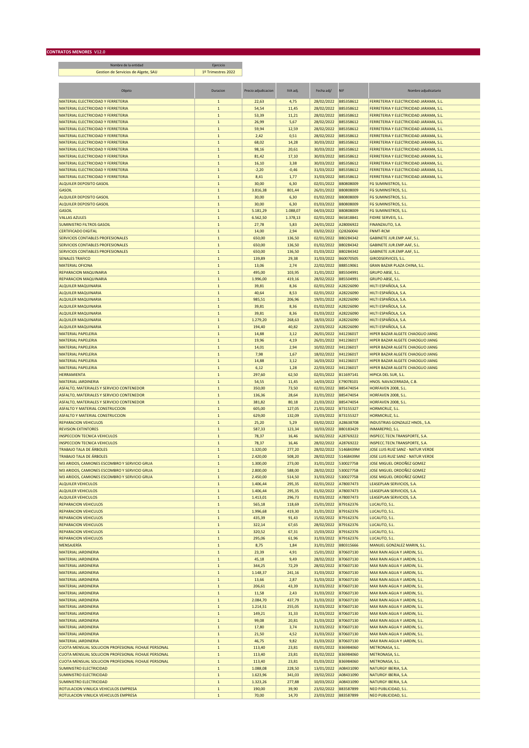**CONTRATOS MENORES V12.0**

| Nombre de la entidad | Ejercicio |
|---|---|
| Gestion de Servicios de Algete, SAU | 1º Trimestres 2022 |

| Objeto | Duracion | Precio adjudicacion | IVA adj. | Fecha adj/ | NIF | Nombre adjudicatario |
|---|---|---|---|---|---|---|
| MATERIAL ELECTRICIDAD Y FERRETERIA | 1 | 22,63 | 4,75 | 28/02/2022 | B85358612 | FERRETERIA Y ELECTRICIDAD JARAMA, S.L. |
| MATERIAL ELECTRICIDAD Y FERRETERIA | 1 | 54,54 | 11,45 | 28/02/2022 | B85358612 | FERRETERIA Y ELECTRICIDAD JARAMA, S.L. |
| MATERIAL ELECTRICIDAD Y FERRETERIA | 1 | 53,39 | 11,21 | 28/02/2022 | B85358612 | FERRETERIA Y ELECTRICIDAD JARAMA, S.L. |
| MATERIAL ELECTRICIDAD Y FERRETERIA | 1 | 26,99 | 5,67 | 28/02/2022 | B85358612 | FERRETERIA Y ELECTRICIDAD JARAMA, S.L. |
| MATERIAL ELECTRICIDAD Y FERRETERIA | 1 | 59,94 | 12,59 | 28/02/2022 | B85358612 | FERRETERIA Y ELECTRICIDAD JARAMA, S.L. |
| MATERIAL ELECTRICIDAD Y FERRETERIA | 1 | 2,42 | 0,51 | 28/02/2022 | B85358612 | FERRETERIA Y ELECTRICIDAD JARAMA, S.L. |
| MATERIAL ELECTRICIDAD Y FERRETERIA | 1 | 68,02 | 14,28 | 30/03/2022 | B85358612 | FERRETERIA Y ELECTRICIDAD JARAMA, S.L. |
| MATERIAL ELECTRICIDAD Y FERRETERIA | 1 | 98,16 | 20,61 | 30/03/2022 | B85358612 | FERRETERIA Y ELECTRICIDAD JARAMA, S.L. |
| MATERIAL ELECTRICIDAD Y FERRETERIA | 1 | 81,42 | 17,10 | 30/03/2022 | B85358612 | FERRETERIA Y ELECTRICIDAD JARAMA, S.L. |
| MATERIAL ELECTRICIDAD Y FERRETERIA | 1 | 16,10 | 3,38 | 30/03/2022 | B85358612 | FERRETERIA Y ELECTRICIDAD JARAMA, S.L. |
| MATERIAL ELECTRICIDAD Y FERRETERIA | 1 | -2,20 | -0,46 | 31/03/2022 | B85358612 | FERRETERIA Y ELECTRICIDAD JARAMA, S.L. |
| MATERIAL ELECTRICIDAD Y FERRETERIA | 1 | 8,41 | 1,77 | 31/03/2022 | B85358612 | FERRETERIA Y ELECTRICIDAD JARAMA, S.L. |
| ALQUILER DEPOSITO GASOIL | 1 | 30,00 | 6,30 | 02/01/2022 | B80808009 | FG SUMINISTROS, S.L. |
| GASOIL | 1 | 3.816,38 | 801,44 | 26/01/2022 | B80808009 | FG SUMINISTROS, S.L. |
| ALQUILER DEPOSITO GASOIL | 1 | 30,00 | 6,30 | 01/02/2022 | B80808009 | FG SUMINISTROS, S.L. |
| ALQUILER DEPOSITO GASOIL | 1 | 30,00 | 6,30 | 01/03/2022 | B80808009 | FG SUMINISTROS, S.L. |
| GASOIL | 1 | 5.181,29 | 1.088,07 | 04/03/2022 | B80808009 | FG SUMINISTROS, S.L. |
| VALLAS AZULES | 1 | 6.562,50 | 1.378,13 | 02/01/2022 | B65818841 | FIDIRE SERVEIS, S.L. |
| SUMINISTRO FILTROS GASOIL | 1 | 27,78 | 5,83 | 24/01/2022 | A28006922 | FINANZAUTO, S.A. |
| CERTIFICADO DIGITAL | 1 | 14,00 | 2,94 | 03/02/2022 | Q2826004J | FNMT-RCM |
| SERVICIOS CONTABLES PROFESIONALES | 1 | 650,00 | 136,50 | 02/01/2022 | B80284342 | GABINETE JUR.EMP.AAF, S.L. |
| SERVICIOS CONTABLES PROFESIONALES | 1 | 650,00 | 136,50 | 01/02/2022 | B80284342 | GABINETE JUR.EMP.AAF, S.L. |
| SERVICIOS CONTABLES PROFESIONALES | 1 | 650,00 | 136,50 | 01/03/2022 | B80284342 | GABINETE JUR.EMP.AAF, S.L. |
| SEÑALES TRAFICO | 1 | 139,89 | 29,38 | 31/03/2022 | B60070505 | GIRODSERVICES, S.L. |
| MATERIAL OFICINA | 1 | 13,06 | 2,74 | 22/02/2022 | B88519061 | GRAN BAZAR PLAZA CHINA, S.L. |
| REPARACION MAQUINARIA | 1 | 495,00 | 103,95 | 31/01/2022 | B85504991 | GRUPO ABSE, S.L. |
| REPARACION MAQUINARIA | 1 | 1.996,00 | 419,16 | 28/02/2022 | B85504991 | GRUPO ABSE, S.L. |
| ALQUILER MAQUINARIA | 1 | 39,81 | 8,36 | 02/01/2022 | A28226090 | HILTI ESPAÑOLA, S.A. |
| ALQUILER MAQUINARIA | 1 | 40,64 | 8,53 | 02/01/2022 | A28226090 | HILTI ESPAÑOLA, S.A. |
| ALQUILER MAQUINARIA | 1 | 985,51 | 206,96 | 19/01/2022 | A28226090 | HILTI ESPAÑOLA, S.A. |
| ALQUILER MAQUINARIA | 1 | 39,81 | 8,36 | 01/02/2022 | A28226090 | HILTI ESPAÑOLA, S.A. |
| ALQUILER MAQUINARIA | 1 | 39,81 | 8,36 | 01/03/2022 | A28226090 | HILTI ESPAÑOLA, S.A. |
| ALQUILER MAQUINARIA | 1 | 1.279,20 | 268,63 | 18/03/2022 | A28226090 | HILTI ESPAÑOLA, S.A. |
| ALQUILER MAQUINARIA | 1 | 194,40 | 40,82 | 23/03/2022 | A28226090 | HILTI ESPAÑOLA, S.A. |
| MATERIAL PAPELERIA | 1 | 14,88 | 3,12 | 26/01/2022 | X4123601T | HIPER BAZAR ALGETE CHAOGUO JIANG |
| MATERIAL PAPELERIA | 1 | 19,96 | 4,19 | 26/01/2022 | X4123601T | HIPER BAZAR ALGETE CHAOGUO JIANG |
| MATERIAL PAPELERIA | 1 | 14,01 | 2,94 | 10/02/2022 | X4123601T | HIPER BAZAR ALGETE CHAOGUO JIANG |
| MATERIAL PAPELERIA | 1 | 7,98 | 1,67 | 18/02/2022 | X4123601T | HIPER BAZAR ALGETE CHAOGUO JIANG |
| MATERIAL PAPELERIA | 1 | 14,88 | 3,12 | 16/03/2022 | X4123601T | HIPER BAZAR ALGETE CHAOGUO JIANG |
| MATERIAL PAPELERIA | 1 | 6,12 | 1,28 | 22/03/2022 | X4123601T | HIPER BAZAR ALGETE CHAOGUO JIANG |
| HERRAMIENTA | 1 | 297,60 | 62,50 | 02/01/2022 | B11697141 | HIPICA DEL SUR, S.L. |
| MATERIAL JARDINERIA | 1 | 54,55 | 11,45 | 14/03/2022 | E79078101 | HNOS. NAVACERRADA, C.B. |
| ASFALTO, MATERIALES Y SERVICIO CONTENEDOR | 1 | 350,00 | 73,50 | 02/01/2022 | B85474054 | HORFAVEN 2008, S.L. |
| ASFALTO, MATERIALES Y SERVICIO CONTENEDOR | 1 | 136,36 | 28,64 | 31/01/2022 | B85474054 | HORFAVEN 2008, S.L. |
| ASFALTO, MATERIALES Y SERVICIO CONTENEDOR | 1 | 381,82 | 80,18 | 21/03/2022 | B85474054 | HORFAVEN 2008, S.L. |
| ASFALTO Y MATERIAL CONSTRUCCION | 1 | 605,00 | 127,05 | 21/01/2022 | B73155327 | HORMICRUZ, S.L. |
| ASFALTO Y MATERIAL CONSTRUCCION | 1 | 629,00 | 132,09 | 15/03/2022 | B73155327 | HORMICRUZ, S.L. |
| REPARACION VEHICULOS | 1 | 25,20 | 5,29 | 03/02/2022 | A28638708 | INDUSTRIAS GONZALEZ HNOS., S.A. |
| REVISION EXTINTORES | 1 | 587,33 | 123,34 | 10/03/2022 | B80183429 | INMAREPRO, S.L. |
| INSPECCION TECNICA VEHICULOS | 1 | 78,37 | 16,46 | 16/02/2022 | A28769222 | INSPECC.TECN.TRANSPORTE, S.A. |
| INSPECCION TECNICA VEHICULOS | 1 | 78,37 | 16,46 | 28/02/2022 | A28769222 | INSPECC.TECN.TRANSPORTE, S.A. |
| TRABAJO TALA DE ÁRBOLES | 1 | 1.320,00 | 277,20 | 28/02/2022 | 51468439M | JOSE LUIS RUIZ SANZ - NATUR VERDE |
| TRABAJO TALA DE ÁRBOLES | 1 | 2.420,00 | 508,20 | 28/02/2022 | 51468439M | JOSE LUIS RUIZ SANZ - NATUR VERDE |
| M3 ARIDOS, CAMIONES ESCOMBRO Y SERVICIO GRUA | 1 | 1.300,00 | 273,00 | 31/01/2022 | 53002775B | JOSE MIGUEL ORDOÑEZ GOMEZ |
| M3 ARIDOS, CAMIONES ESCOMBRO Y SERVICIO GRUA | 1 | 2.800,00 | 588,00 | 28/02/2022 | 53002775B | JOSE MIGUEL ORDOÑEZ GOMEZ |
| M3 ARIDOS, CAMIONES ESCOMBRO Y SERVICIO GRUA | 1 | 2.450,00 | 514,50 | 31/03/2022 | 53002775B | JOSE MIGUEL ORDOÑEZ GOMEZ |
| ALQUILER VEHICULOS | 1 | 1.406,44 | 295,35 | 02/01/2022 | A78007473 | LEASEPLAN SERVICIOS, S.A. |
| ALQUILER VEHICULOS | 1 | 1.406,44 | 295,35 | 01/02/2022 | A78007473 | LEASEPLAN SERVICIOS, S.A. |
| ALQUILER VEHICULOS | 1 | 1.413,01 | 296,73 | 01/03/2022 | A78007473 | LEASEPLAN SERVICIOS, S.A. |
| REPARACION VEHICULOS | 1 | 565,18 | 118,69 | 15/01/2022 | B79162376 | LUCAUTO, S.L. |
| REPARACION VEHICULOS | 1 | 1.996,68 | 419,30 | 31/01/2022 | B79162376 | LUCAUTO, S.L. |
| REPARACION VEHICULOS | 1 | 435,39 | 91,43 | 15/02/2022 | B79162376 | LUCAUTO, S.L. |
| REPARACION VEHICULOS | 1 | 322,14 | 67,65 | 28/02/2022 | B79162376 | LUCAUTO, S.L. |
| REPARACION VEHICULOS | 1 | 320,52 | 67,31 | 15/03/2022 | B79162376 | LUCAUTO, S.L. |
| REPARACION VEHICULOS | 1 | 295,06 | 61,96 | 31/03/2022 | B79162376 | LUCAUTO, S.L. |
| MENSAJERÍA | 1 | 8,75 | 1,84 | 31/01/2022 | B80315666 | MANUEL GONZALEZ MARIN, S.L. |
| MATERIAL JARDINERIA | 1 | 23,39 | 4,91 | 15/01/2022 | B70607130 | MAX RAIN AGUA Y JARDIN, S.L. |
| MATERIAL JARDINERIA | 1 | 45,18 | 9,49 | 28/02/2022 | B70607130 | MAX RAIN AGUA Y JARDIN, S.L. |
| MATERIAL JARDINERIA | 1 | 344,25 | 72,29 | 28/02/2022 | B70607130 | MAX RAIN AGUA Y JARDIN, S.L. |
| MATERIAL JARDINERIA | 1 | 1.148,37 | 241,16 | 31/03/2022 | B70607130 | MAX RAIN AGUA Y JARDIN, S.L. |
| MATERIAL JARDINERIA | 1 | 13,66 | 2,87 | 31/03/2022 | B70607130 | MAX RAIN AGUA Y JARDIN, S.L. |
| MATERIAL JARDINERIA | 1 | 206,61 | 43,39 | 31/03/2022 | B70607130 | MAX RAIN AGUA Y JARDIN, S.L. |
| MATERIAL JARDINERIA | 1 | 11,58 | 2,43 | 31/03/2022 | B70607130 | MAX RAIN AGUA Y JARDIN, S.L. |
| MATERIAL JARDINERIA | 1 | 2.084,70 | 437,79 | 31/03/2022 | B70607130 | MAX RAIN AGUA Y JARDIN, S.L. |
| MATERIAL JARDINERIA | 1 | 1.214,51 | 255,05 | 31/03/2022 | B70607130 | MAX RAIN AGUA Y JARDIN, S.L. |
| MATERIAL JARDINERIA | 1 | 149,21 | 31,33 | 31/03/2022 | B70607130 | MAX RAIN AGUA Y JARDIN, S.L. |
| MATERIAL JARDINERIA | 1 | 99,08 | 20,81 | 31/03/2022 | B70607130 | MAX RAIN AGUA Y JARDIN, S.L. |
| MATERIAL JARDINERIA | 1 | 17,80 | 3,74 | 31/03/2022 | B70607130 | MAX RAIN AGUA Y JARDIN, S.L. |
| MATERIAL JARDINERIA | 1 | 21,50 | 4,52 | 31/03/2022 | B70607130 | MAX RAIN AGUA Y JARDIN, S.L. |
| MATERIAL JARDINERIA | 1 | 46,75 | 9,82 | 31/03/2022 | B70607130 | MAX RAIN AGUA Y JARDIN, S.L. |
| CUOTA MENSUAL SOLUCION PROFESIONAL FICHAJE PERSONAL | 1 | 113,40 | 23,81 | 03/01/2022 | B36984060 | METRONASA, S.L. |
| CUOTA MENSUAL SOLUCION PROFESIONAL FICHAJE PERSONAL | 1 | 113,40 | 23,81 | 01/02/2022 | B36984060 | METRONASA, S.L. |
| CUOTA MENSUAL SOLUCION PROFESIONAL FICHAJE PERSONAL | 1 | 113,40 | 23,81 | 01/03/2022 | B36984060 | METRONASA, S.L. |
| SUMINISTRO ELECTRICIDAD | 1 | 1.088,08 | 228,50 | 13/01/2022 | A08431090 | NATURGY IBERIA, S.A. |
| SUMINISTRO ELECTRICIDAD | 1 | 1.623,96 | 341,03 | 19/02/2022 | A08431090 | NATURGY IBERIA, S.A. |
| SUMINISTRO ELECTRICIDAD | 1 | 1.323,26 | 277,88 | 10/03/2022 | A08431090 | NATURGY IBERIA, S.A. |
| ROTULACION VINILICA VEHICULOS EMPRESA | 1 | 190,00 | 39,90 | 23/02/2022 | B83587899 | NEO PUBLICIDAD, S.L. |
| ROTULACION VINILICA VEHICULOS EMPRESA | 1 | 70,00 | 14,70 | 23/03/2022 | B83587899 | NEO PUBLICIDAD, S.L. |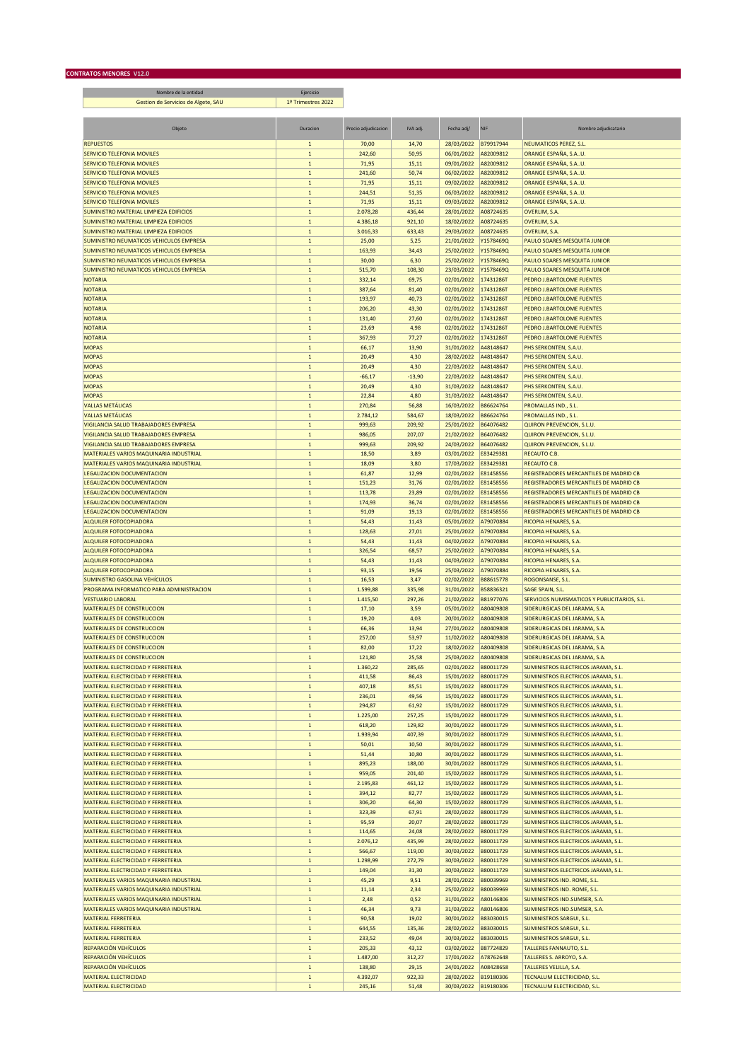**CONTRATOS MENORES V12.0**

| Nombre de la entidad | Ejercicio |
|---|---|
| Gestion de Servicios de Algete, SAU | 1º Trimestres 2022 |

| Objeto | Duracion | Precio adjudicacion | IVA adj. | Fecha adj/ | NIF | Nombre adjudicatario |
|---|---|---|---|---|---|---|
| REPUESTOS | 1 | 70,00 | 14,70 | 28/03/2022 | B79917944 | NEUMATICOS PEREZ, S.L. |
| SERVICIO TELEFONIA MOVILES | 1 | 242,60 | 50,95 | 06/01/2022 | A82009812 | ORANGE ESPAÑA, S.A..U. |
| SERVICIO TELEFONIA MOVILES | 1 | 71,95 | 15,11 | 09/01/2022 | A82009812 | ORANGE ESPAÑA, S.A..U. |
| SERVICIO TELEFONIA MOVILES | 1 | 241,60 | 50,74 | 06/02/2022 | A82009812 | ORANGE ESPAÑA, S.A..U. |
| SERVICIO TELEFONIA MOVILES | 1 | 71,95 | 15,11 | 09/02/2022 | A82009812 | ORANGE ESPAÑA, S.A..U. |
| SERVICIO TELEFONIA MOVILES | 1 | 244,51 | 51,35 | 06/03/2022 | A82009812 | ORANGE ESPAÑA, S.A..U. |
| SERVICIO TELEFONIA MOVILES | 1 | 71,95 | 15,11 | 09/03/2022 | A82009812 | ORANGE ESPAÑA, S.A..U. |
| SUMINISTRO MATERIAL LIMPIEZA EDIFICIOS | 1 | 2.078,28 | 436,44 | 28/01/2022 | A08724635 | OVERLIM, S.A. |
| SUMINISTRO MATERIAL LIMPIEZA EDIFICIOS | 1 | 4.386,18 | 921,10 | 18/02/2022 | A08724635 | OVERLIM, S.A. |
| SUMINISTRO MATERIAL LIMPIEZA EDIFICIOS | 1 | 3.016,33 | 633,43 | 29/03/2022 | A08724635 | OVERLIM, S.A. |
| SUMINISTRO NEUMATICOS VEHICULOS EMPRESA | 1 | 25,00 | 5,25 | 21/01/2022 | Y1578469Q | PAULO SOARES MESQUITA JUNIOR |
| SUMINISTRO NEUMATICOS VEHICULOS EMPRESA | 1 | 163,93 | 34,43 | 25/02/2022 | Y1578469Q | PAULO SOARES MESQUITA JUNIOR |
| SUMINISTRO NEUMATICOS VEHICULOS EMPRESA | 1 | 30,00 | 6,30 | 25/02/2022 | Y1578469Q | PAULO SOARES MESQUITA JUNIOR |
| SUMINISTRO NEUMATICOS VEHICULOS EMPRESA | 1 | 515,70 | 108,30 | 23/03/2022 | Y1578469Q | PAULO SOARES MESQUITA JUNIOR |
| NOTARIA | 1 | 332,14 | 69,75 | 02/01/2022 | 17431286T | PEDRO J.BARTOLOME FUENTES |
| NOTARIA | 1 | 387,64 | 81,40 | 02/01/2022 | 17431286T | PEDRO J.BARTOLOME FUENTES |
| NOTARIA | 1 | 193,97 | 40,73 | 02/01/2022 | 17431286T | PEDRO J.BARTOLOME FUENTES |
| NOTARIA | 1 | 206,20 | 43,30 | 02/01/2022 | 17431286T | PEDRO J.BARTOLOME FUENTES |
| NOTARIA | 1 | 131,40 | 27,60 | 02/01/2022 | 17431286T | PEDRO J.BARTOLOME FUENTES |
| NOTARIA | 1 | 23,69 | 4,98 | 02/01/2022 | 17431286T | PEDRO J.BARTOLOME FUENTES |
| NOTARIA | 1 | 367,93 | 77,27 | 02/01/2022 | 17431286T | PEDRO J.BARTOLOME FUENTES |
| MOPAS | 1 | 66,17 | 13,90 | 31/01/2022 | A48148647 | PHS SERKONTEN, S.A.U. |
| MOPAS | 1 | 20,49 | 4,30 | 28/02/2022 | A48148647 | PHS SERKONTEN, S.A.U. |
| MOPAS | 1 | 20,49 | 4,30 | 22/03/2022 | A48148647 | PHS SERKONTEN, S.A.U. |
| MOPAS | 1 | -66,17 | -13,90 | 22/03/2022 | A48148647 | PHS SERKONTEN, S.A.U. |
| MOPAS | 1 | 20,49 | 4,30 | 31/03/2022 | A48148647 | PHS SERKONTEN, S.A.U. |
| MOPAS | 1 | 22,84 | 4,80 | 31/03/2022 | A48148647 | PHS SERKONTEN, S.A.U. |
| VALLAS METÁLICAS | 1 | 270,84 | 56,88 | 16/03/2022 | B86624764 | PROMALLAS IND., S.L. |
| VALLAS METÁLICAS | 1 | 2.784,12 | 584,67 | 18/03/2022 | B86624764 | PROMALLAS IND., S.L. |
| VIGILANCIA SALUD TRABAJADORES EMPRESA | 1 | 999,63 | 209,92 | 25/01/2022 | B64076482 | QUIRON PREVENCION, S.L.U. |
| VIGILANCIA SALUD TRABAJADORES EMPRESA | 1 | 986,05 | 207,07 | 21/02/2022 | B64076482 | QUIRON PREVENCION, S.L.U. |
| VIGILANCIA SALUD TRABAJADORES EMPRESA | 1 | 999,63 | 209,92 | 24/03/2022 | B64076482 | QUIRON PREVENCION, S.L.U. |
| MATERIALES VARIOS MAQUINARIA INDUSTRIAL | 1 | 18,50 | 3,89 | 03/01/2022 | E83429381 | RECAUTO C.B. |
| MATERIALES VARIOS MAQUINARIA INDUSTRIAL | 1 | 18,09 | 3,80 | 17/03/2022 | E83429381 | RECAUTO C.B. |
| LEGALIZACION DOCUMENTACION | 1 | 61,87 | 12,99 | 02/01/2022 | E81458556 | REGISTRADORES MERCANTILES DE MADRID CB |
| LEGALIZACION DOCUMENTACION | 1 | 151,23 | 31,76 | 02/01/2022 | E81458556 | REGISTRADORES MERCANTILES DE MADRID CB |
| LEGALIZACION DOCUMENTACION | 1 | 113,78 | 23,89 | 02/01/2022 | E81458556 | REGISTRADORES MERCANTILES DE MADRID CB |
| LEGALIZACION DOCUMENTACION | 1 | 174,93 | 36,74 | 02/01/2022 | E81458556 | REGISTRADORES MERCANTILES DE MADRID CB |
| LEGALIZACION DOCUMENTACION | 1 | 91,09 | 19,13 | 02/01/2022 | E81458556 | REGISTRADORES MERCANTILES DE MADRID CB |
| ALQUILER FOTOCOPIADORA | 1 | 54,43 | 11,43 | 05/01/2022 | A79070884 | RICOPIA HENARES, S.A. |
| ALQUILER FOTOCOPIADORA | 1 | 128,63 | 27,01 | 25/01/2022 | A79070884 | RICOPIA HENARES, S.A. |
| ALQUILER FOTOCOPIADORA | 1 | 54,43 | 11,43 | 04/02/2022 | A79070884 | RICOPIA HENARES, S.A. |
| ALQUILER FOTOCOPIADORA | 1 | 326,54 | 68,57 | 25/02/2022 | A79070884 | RICOPIA HENARES, S.A. |
| ALQUILER FOTOCOPIADORA | 1 | 54,43 | 11,43 | 04/03/2022 | A79070884 | RICOPIA HENARES, S.A. |
| ALQUILER FOTOCOPIADORA | 1 | 93,15 | 19,56 | 25/03/2022 | A79070884 | RICOPIA HENARES, S.A. |
| SUMINISTRO GASOLINA VEHÍCULOS | 1 | 16,53 | 3,47 | 02/02/2022 | B88615778 | ROGONSANSE, S.L. |
| PROGRAMA INFORMATICO PARA ADMINISTRACION | 1 | 1.599,88 | 335,98 | 31/01/2022 | B58836321 | SAGE SPAIN, S.L. |
| VESTUARIO LABORAL | 1 | 1.415,50 | 297,26 | 21/02/2022 | B81977076 | SERVICIOS NUMISMATICOS Y PUBLICITARIOS, S.L. |
| MATERIALES DE CONSTRUCCION | 1 | 17,10 | 3,59 | 05/01/2022 | A80409808 | SIDERURGICAS DEL JARAMA, S.A. |
| MATERIALES DE CONSTRUCCION | 1 | 19,20 | 4,03 | 20/01/2022 | A80409808 | SIDERURGICAS DEL JARAMA, S.A. |
| MATERIALES DE CONSTRUCCION | 1 | 66,36 | 13,94 | 27/01/2022 | A80409808 | SIDERURGICAS DEL JARAMA, S.A. |
| MATERIALES DE CONSTRUCCION | 1 | 257,00 | 53,97 | 11/02/2022 | A80409808 | SIDERURGICAS DEL JARAMA, S.A. |
| MATERIALES DE CONSTRUCCION | 1 | 82,00 | 17,22 | 18/02/2022 | A80409808 | SIDERURGICAS DEL JARAMA, S.A. |
| MATERIALES DE CONSTRUCCION | 1 | 121,80 | 25,58 | 25/03/2022 | A80409808 | SIDERURGICAS DEL JARAMA, S.A. |
| MATERIAL ELECTRICIDAD Y FERRETERIA | 1 | 1.360,22 | 285,65 | 02/01/2022 | B80011729 | SUMINISTROS ELECTRICOS JARAMA, S.L. |
| MATERIAL ELECTRICIDAD Y FERRETERIA | 1 | 411,58 | 86,43 | 15/01/2022 | B80011729 | SUMINISTROS ELECTRICOS JARAMA, S.L. |
| MATERIAL ELECTRICIDAD Y FERRETERIA | 1 | 407,18 | 85,51 | 15/01/2022 | B80011729 | SUMINISTROS ELECTRICOS JARAMA, S.L. |
| MATERIAL ELECTRICIDAD Y FERRETERIA | 1 | 236,01 | 49,56 | 15/01/2022 | B80011729 | SUMINISTROS ELECTRICOS JARAMA, S.L. |
| MATERIAL ELECTRICIDAD Y FERRETERIA | 1 | 294,87 | 61,92 | 15/01/2022 | B80011729 | SUMINISTROS ELECTRICOS JARAMA, S.L. |
| MATERIAL ELECTRICIDAD Y FERRETERIA | 1 | 1.225,00 | 257,25 | 15/01/2022 | B80011729 | SUMINISTROS ELECTRICOS JARAMA, S.L. |
| MATERIAL ELECTRICIDAD Y FERRETERIA | 1 | 618,20 | 129,82 | 30/01/2022 | B80011729 | SUMINISTROS ELECTRICOS JARAMA, S.L. |
| MATERIAL ELECTRICIDAD Y FERRETERIA | 1 | 1.939,94 | 407,39 | 30/01/2022 | B80011729 | SUMINISTROS ELECTRICOS JARAMA, S.L. |
| MATERIAL ELECTRICIDAD Y FERRETERIA | 1 | 50,01 | 10,50 | 30/01/2022 | B80011729 | SUMINISTROS ELECTRICOS JARAMA, S.L. |
| MATERIAL ELECTRICIDAD Y FERRETERIA | 1 | 51,44 | 10,80 | 30/01/2022 | B80011729 | SUMINISTROS ELECTRICOS JARAMA, S.L. |
| MATERIAL ELECTRICIDAD Y FERRETERIA | 1 | 895,23 | 188,00 | 30/01/2022 | B80011729 | SUMINISTROS ELECTRICOS JARAMA, S.L. |
| MATERIAL ELECTRICIDAD Y FERRETERIA | 1 | 959,05 | 201,40 | 15/02/2022 | B80011729 | SUMINISTROS ELECTRICOS JARAMA, S.L. |
| MATERIAL ELECTRICIDAD Y FERRETERIA | 1 | 2.195,83 | 461,12 | 15/02/2022 | B80011729 | SUMINISTROS ELECTRICOS JARAMA, S.L. |
| MATERIAL ELECTRICIDAD Y FERRETERIA | 1 | 394,12 | 82,77 | 15/02/2022 | B80011729 | SUMINISTROS ELECTRICOS JARAMA, S.L. |
| MATERIAL ELECTRICIDAD Y FERRETERIA | 1 | 306,20 | 64,30 | 15/02/2022 | B80011729 | SUMINISTROS ELECTRICOS JARAMA, S.L. |
| MATERIAL ELECTRICIDAD Y FERRETERIA | 1 | 323,39 | 67,91 | 28/02/2022 | B80011729 | SUMINISTROS ELECTRICOS JARAMA, S.L. |
| MATERIAL ELECTRICIDAD Y FERRETERIA | 1 | 95,59 | 20,07 | 28/02/2022 | B80011729 | SUMINISTROS ELECTRICOS JARAMA, S.L. |
| MATERIAL ELECTRICIDAD Y FERRETERIA | 1 | 114,65 | 24,08 | 28/02/2022 | B80011729 | SUMINISTROS ELECTRICOS JARAMA, S.L. |
| MATERIAL ELECTRICIDAD Y FERRETERIA | 1 | 2.076,12 | 435,99 | 28/02/2022 | B80011729 | SUMINISTROS ELECTRICOS JARAMA, S.L. |
| MATERIAL ELECTRICIDAD Y FERRETERIA | 1 | 566,67 | 119,00 | 30/03/2022 | B80011729 | SUMINISTROS ELECTRICOS JARAMA, S.L. |
| MATERIAL ELECTRICIDAD Y FERRETERIA | 1 | 1.298,99 | 272,79 | 30/03/2022 | B80011729 | SUMINISTROS ELECTRICOS JARAMA, S.L. |
| MATERIAL ELECTRICIDAD Y FERRETERIA | 1 | 149,04 | 31,30 | 30/03/2022 | B80011729 | SUMINISTROS ELECTRICOS JARAMA, S.L. |
| MATERIALES VARIOS MAQUINARIA INDUSTRIAL | 1 | 45,29 | 9,51 | 28/01/2022 | B80039969 | SUMINISTROS IND. ROME, S.L. |
| MATERIALES VARIOS MAQUINARIA INDUSTRIAL | 1 | 11,14 | 2,34 | 25/02/2022 | B80039969 | SUMINISTROS IND. ROME, S.L. |
| MATERIALES VARIOS MAQUINARIA INDUSTRIAL | 1 | 2,48 | 0,52 | 31/01/2022 | A80146806 | SUMINISTROS IND.SUMSER, S.A. |
| MATERIALES VARIOS MAQUINARIA INDUSTRIAL | 1 | 46,34 | 9,73 | 31/03/2022 | A80146806 | SUMINISTROS IND.SUMSER, S.A. |
| MATERIAL FERRETERIA | 1 | 90,58 | 19,02 | 30/01/2022 | B83030015 | SUMINISTROS SARGUI, S.L. |
| MATERIAL FERRETERIA | 1 | 644,55 | 135,36 | 28/02/2022 | B83030015 | SUMINISTROS SARGUI, S.L. |
| MATERIAL FERRETERIA | 1 | 233,52 | 49,04 | 30/03/2022 | B83030015 | SUMINISTROS SARGUI, S.L. |
| REPARACIÓN VEHÍCULOS | 1 | 205,33 | 43,12 | 03/02/2022 | B87724829 | TALLERES FANNAUTO, S.L. |
| REPARACIÓN VEHÍCULOS | 1 | 1.487,00 | 312,27 | 17/01/2022 | A78762648 | TALLERES S. ARROYO, S.A. |
| REPARACIÓN VEHÍCULOS | 1 | 138,80 | 29,15 | 24/01/2022 | A08428658 | TALLERES VELILLA, S.A. |
| MATERIAL ELECTRICIDAD | 1 | 4.392,07 | 922,33 | 28/02/2022 | B19180306 | TECNALUM ELECTRICIDAD, S.L. |
| MATERIAL ELECTRICIDAD | 1 | 245,16 | 51,48 | 30/03/2022 | B19180306 | TECNALUM ELECTRICIDAD, S.L. |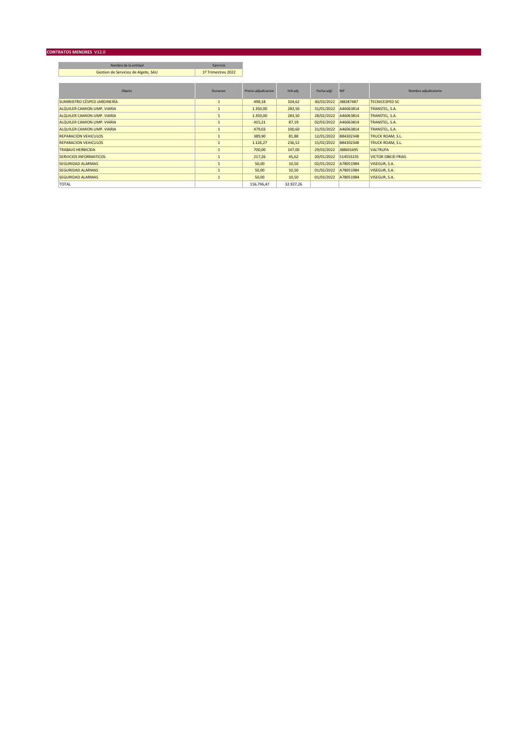**CONTRATOS MENORES V12.0**

| Nombre de la entidad | Ejercicio |
|---|---|
| Gestion de Servicios de Algete, SAU | 1º Trimestres 2022 |

| Objeto | Duracion | Precio adjudicacion | IVA adj. | Fecha adj/ | NIF | Nombre adjudicatario |
|---|---|---|---|---|---|---|
| SUMINISTRO CÉSPED JARDINERÍA | 1 | 498,18 | 104,62 | 30/03/2022 | J88287487 | TECNICESPED SC |
| ALQUILER CAMION LIMP. VIARIA | 1 | 1.350,00 | 283,50 | 31/01/2022 | A46063814 | TRANSTEL, S.A. |
| ALQUILER CAMION LIMP. VIARIA | 1 | 1.350,00 | 283,50 | 28/02/2022 | A46063814 | TRANSTEL, S.A. |
| ALQUILER CAMION LIMP. VIARIA | 1 | 415,21 | 87,19 | 02/03/2022 | A46063814 | TRANSTEL, S.A. |
| ALQUILER CAMION LIMP. VIARIA | 1 | 479,03 | 100,60 | 31/03/2022 | A46063814 | TRANSTEL, S.A. |
| REPARACION VEHICULOS | 1 | 389,90 | 81,88 | 12/01/2022 | B84302348 | TRUCK ROAM, S.L. |
| REPARACION VEHICULOS | 1 | 1.126,27 | 236,52 | 15/02/2022 | B84302348 | TRUCK ROAM, S.L. |
| TRABAJO HERBICIDA | 1 | 700,00 | 147,00 | 29/03/2022 | J88601695 | VALTRUFA |
| SERVICIOS INFORMATICOS | 1 | 217,26 | 45,62 | 20/01/2022 | 51455523S | VICTOR OBEID FRIAS |
| SEGURIDAD ALARMAS | 1 | 50,00 | 10,50 | 02/01/2022 | A78051984 | VISEGUR, S.A. |
| SEGURIDAD ALARMAS | 1 | 50,00 | 10,50 | 01/02/2022 | A78051984 | VISEGUR, S.A. |
| SEGURIDAD ALARMAS | 1 | 50,00 | 10,50 | 01/03/2022 | A78051984 | VISEGUR, S.A. |
| TOTAL | | 156.796,47 | 32.927,26 | | | |